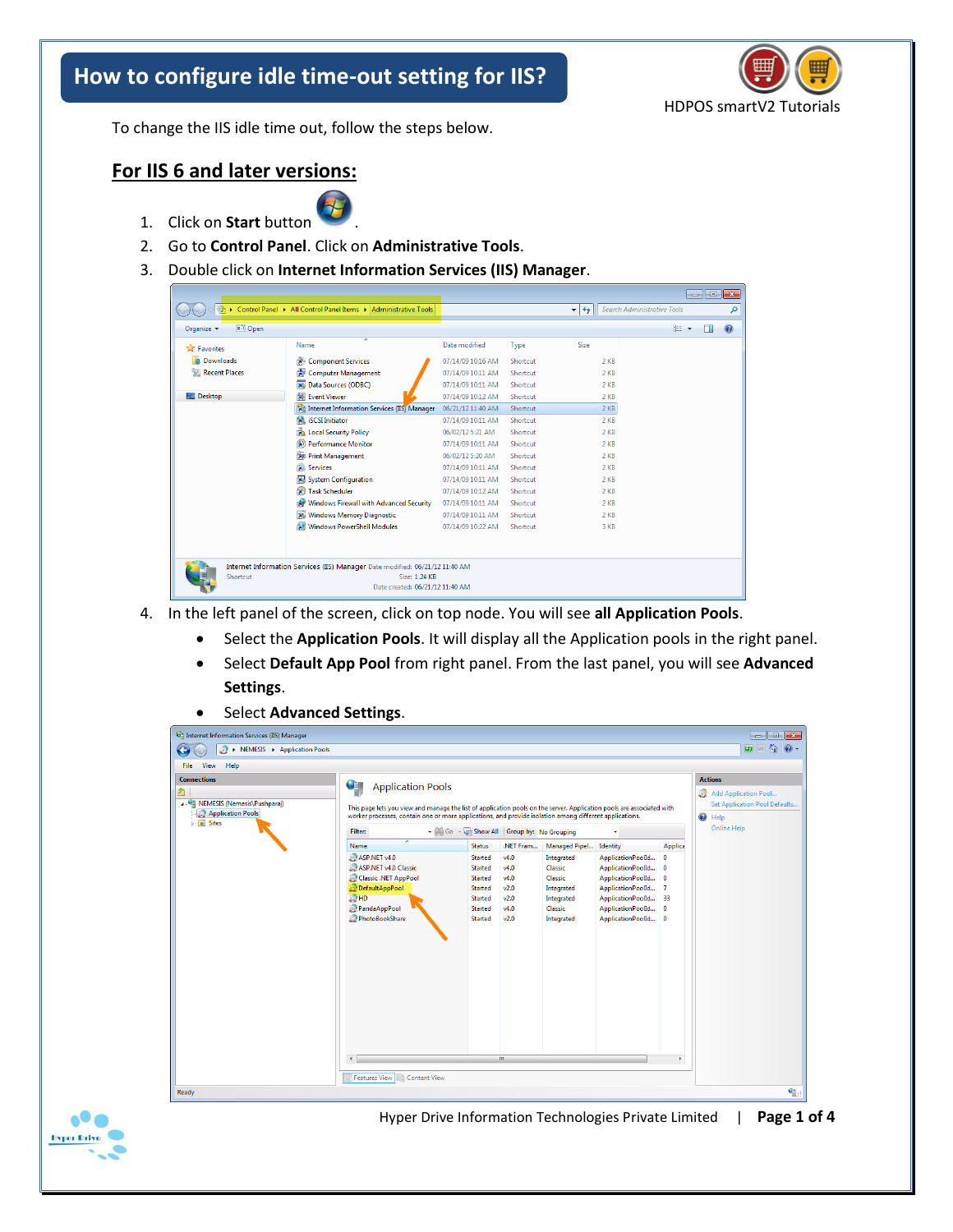# How to configure idle time-out setting for IIS?

HDPOS smartV2 Tutorials

To change the IIS idle time out, follow the steps below.

## For IIS 6 and later versions:

1. Click on **Start** button .
2. Go to **Control Panel**. Click on **Administrative Tools**.
3. Double click on **Internet Information Services (IIS) Manager**.
4. In the left panel of the screen, click on top node. You will see **all Application Pools**.
   - Select the **Application Pools**. It will display all the Application pools in the right panel.
   - Select **Default App Pool** from right panel. From the last panel, you will see **Advanced Settings**.
   - Select **Advanced Settings**.

Hyper Drive Information Technologies Private Limited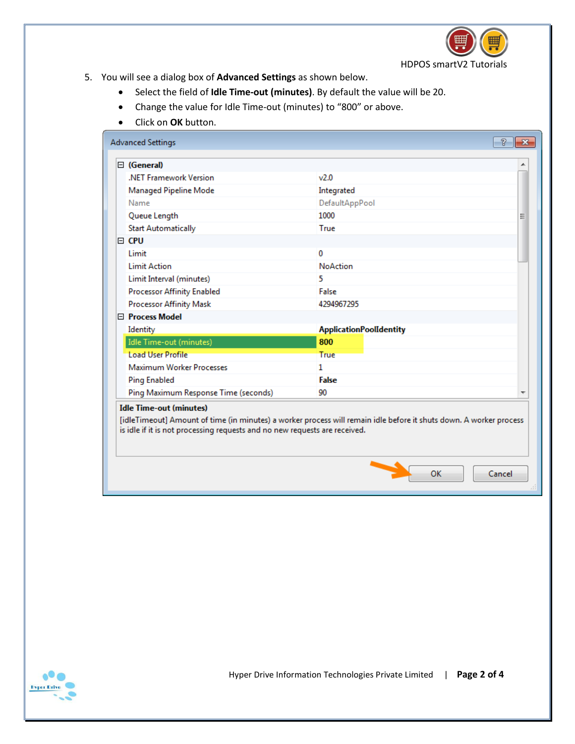5. You will see a dialog box of **Advanced Settings** as shown below.
    - Select the field of **Idle Time-out (minutes)**. By default the value will be 20.
    - Change the value for Idle Time-out (minutes) to "800" or above.
    - Click on **OK** button.

**Advanced Settings**

| Property | Value |
|---|---|
| **(General)** | |
| .NET Framework Version | v2.0 |
| Managed Pipeline Mode | Integrated |
| Name | DefaultAppPool |
| Queue Length | 1000 |
| Start Automatically | True |
| **CPU** | |
| Limit | 0 |
| Limit Action | NoAction |
| Limit Interval (minutes) | 5 |
| Processor Affinity Enabled | False |
| Processor Affinity Mask | 4294967295 |
| **Process Model** | |
| Identity | **ApplicationPoolIdentity** |
| Idle Time-out (minutes) | **800** |
| Load User Profile | True |
| Maximum Worker Processes | 1 |
| Ping Enabled | **False** |
| Ping Maximum Response Time (seconds) | 90 |

**Idle Time-out (minutes)**
[idleTimeout] Amount of time (in minutes) a worker process will remain idle before it shuts down. A worker process is idle if it is not processing requests and no new requests are received.

OK | Cancel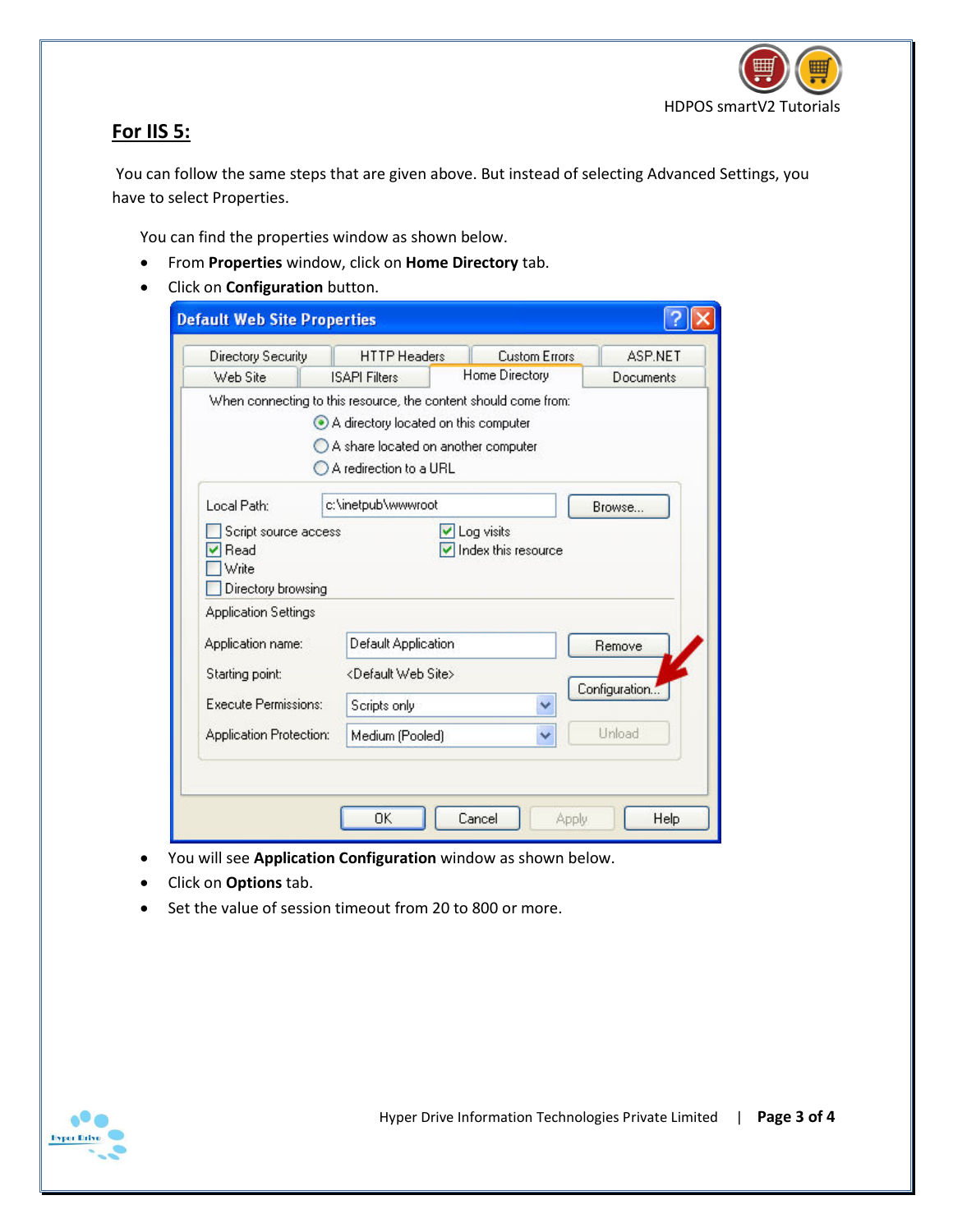## For IIS 5:

You can follow the same steps that are given above. But instead of selecting Advanced Settings, you have to select Properties.

You can find the properties window as shown below.

- From **Properties** window, click on **Home Directory** tab.
- Click on **Configuration** button.

- You will see **Application Configuration** window as shown below.
- Click on **Options** tab.
- Set the value of session timeout from 20 to 800 or more.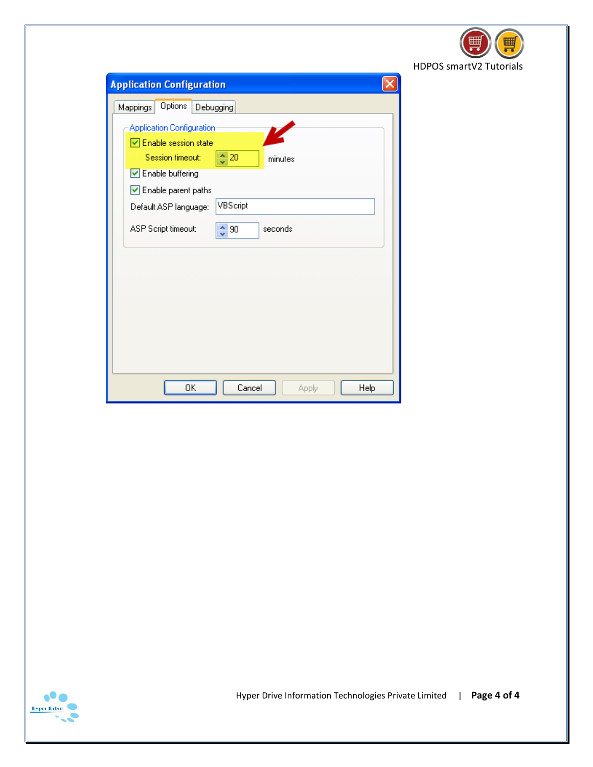Application Configuration

Mappings | Options | Debugging

Application Configuration

- [x] Enable session state

Session timeout: 20 minutes

- [x] Enable buffering
- [x] Enable parent paths

Default ASP language: VBScript

ASP Script timeout: 90 seconds

OK | Cancel | Apply | Help